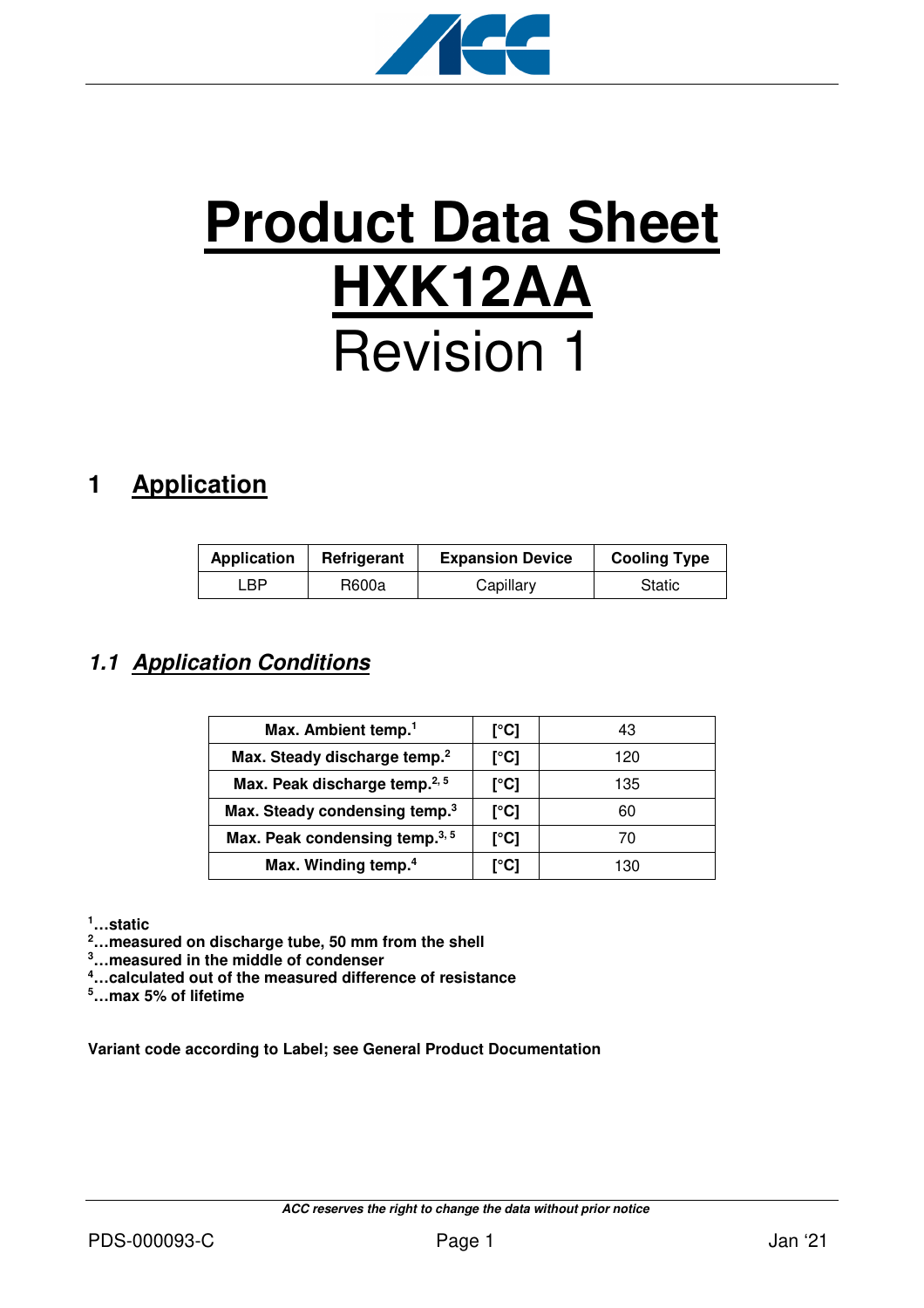# **Product Data Sheet**
# **HXK12AA**
# Revision 1

## 1 Application

| Application | Refrigerant | Expansion Device | Cooling Type |
|---|---|---|---|
| LBP | R600a | Capillary | Static |

### *1.1 Application Conditions*

| | | |
|---|---|---|
| **Max. Ambient temp.[1]** | **[°C]** | 43 |
| **Max. Steady discharge temp.[2]** | **[°C]** | 120 |
| **Max. Peak discharge temp.[2, 5]** | **[°C]** | 135 |
| **Max. Steady condensing temp.[3]** | **[°C]** | 60 |
| **Max. Peak condensing temp.[3, 5]** | **[°C]** | 70 |
| **Max. Winding temp.[4]** | **[°C]** | 130 |

**[1]…static**
**[2]…measured on discharge tube, 50 mm from the shell**
**[3]…measured in the middle of condenser**
**[4]…calculated out of the measured difference of resistance**
**[5]…max 5% of lifetime**

**Variant code according to Label; see General Product Documentation**

***ACC reserves the right to change the data without prior notice***

PDS-000093-C Jan '21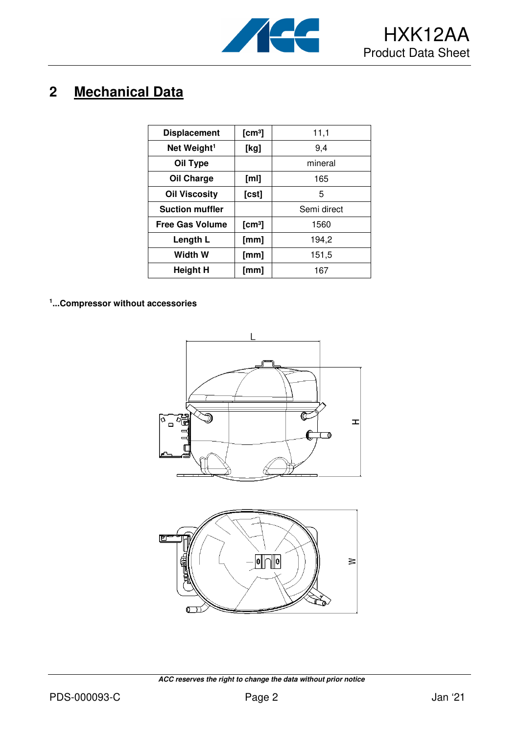## 2 Mechanical Data

| Displacement | [cm³] | 11,1 |
|---|---|---|
| Net Weight[1] | [kg] | 9,4 |
| Oil Type | | mineral |
| Oil Charge | [ml] | 165 |
| Oil Viscosity | [cst] | 5 |
| Suction muffler | | Semi direct |
| Free Gas Volume | [cm³] | 1560 |
| Length L | [mm] | 194,2 |
| Width W | [mm] | 151,5 |
| Height H | [mm] | 167 |

**[1]...Compressor without accessories**

*ACC reserves the right to change the data without prior notice*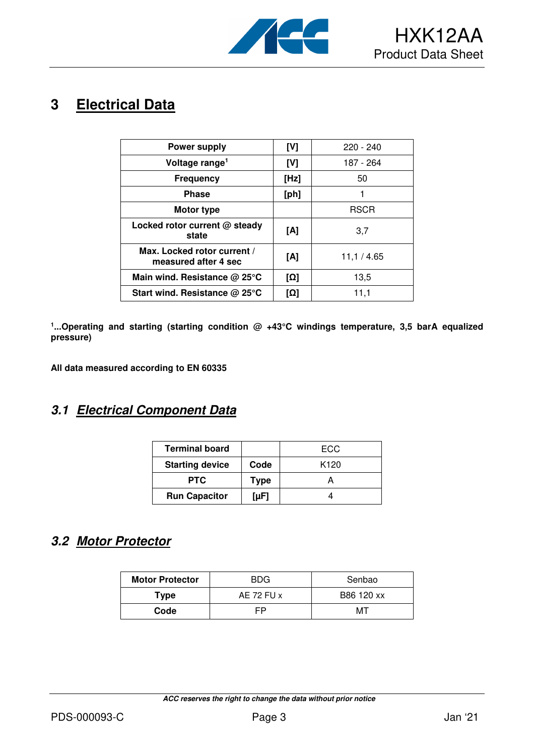# 3 Electrical Data

| Power supply | [V] | 220 - 240 |
|---|---|---|
| Voltage range[1] | [V] | 187 - 264 |
| Frequency | [Hz] | 50 |
| Phase | [ph] | 1 |
| Motor type | | RSCR |
| Locked rotor current @ steady state | [A] | 3,7 |
| Max. Locked rotor current / measured after 4 sec | [A] | 11,1 / 4.65 |
| Main wind. Resistance @ 25°C | [Ω] | 13,5 |
| Start wind. Resistance @ 25°C | [Ω] | 11,1 |

**[1]...Operating and starting (starting condition @ +43°C windings temperature, 3,5 barA equalized pressure)**

**All data measured according to EN 60335**

## *3.1 Electrical Component Data*

| Terminal board | | ECC |
|---|---|---|
| Starting device | Code | K120 |
| PTC | Type | A |
| Run Capacitor | [µF] | 4 |

## *3.2 Motor Protector*

| Motor Protector | BDG | Senbao |
|---|---|---|
| Type | AE 72 FU x | B86 120 xx |
| Code | FP | MT |

***ACC reserves the right to change the data without prior notice***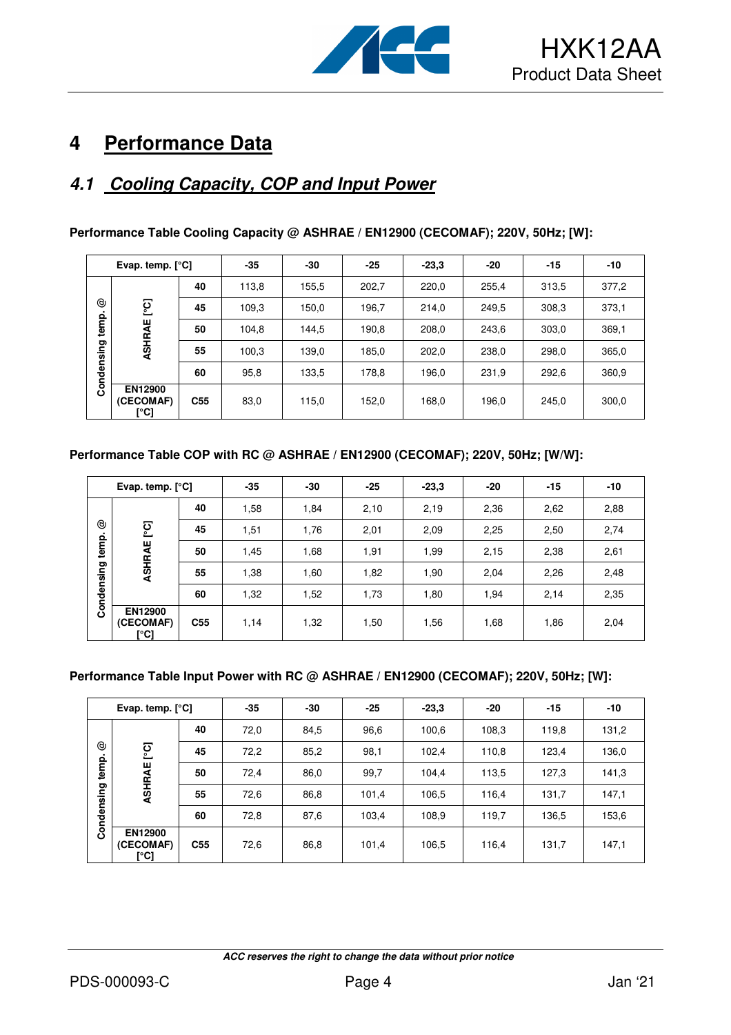# 4 Performance Data

## 4.1 Cooling Capacity, COP and Input Power

**Performance Table Cooling Capacity @ ASHRAE / EN12900 (CECOMAF); 220V, 50Hz; [W]:**

| Evap. temp. [°C] | | | -35 | -30 | -25 | -23,3 | -20 | -15 | -10 |
|---|---|---|---|---|---|---|---|---|---|
| Condensing temp. @ | ASHRAE [°C] | 40 | 113,8 | 155,5 | 202,7 | 220,0 | 255,4 | 313,5 | 377,2 |
| | | 45 | 109,3 | 150,0 | 196,7 | 214,0 | 249,5 | 308,3 | 373,1 |
| | | 50 | 104,8 | 144,5 | 190,8 | 208,0 | 243,6 | 303,0 | 369,1 |
| | | 55 | 100,3 | 139,0 | 185,0 | 202,0 | 238,0 | 298,0 | 365,0 |
| | | 60 | 95,8 | 133,5 | 178,8 | 196,0 | 231,9 | 292,6 | 360,9 |
| | EN12900 (CECOMAF) [°C] | C55 | 83,0 | 115,0 | 152,0 | 168,0 | 196,0 | 245,0 | 300,0 |

**Performance Table COP with RC @ ASHRAE / EN12900 (CECOMAF); 220V, 50Hz; [W/W]:**

| Evap. temp. [°C] | | | -35 | -30 | -25 | -23,3 | -20 | -15 | -10 |
|---|---|---|---|---|---|---|---|---|---|
| Condensing temp. @ | ASHRAE [°C] | 40 | 1,58 | 1,84 | 2,10 | 2,19 | 2,36 | 2,62 | 2,88 |
| | | 45 | 1,51 | 1,76 | 2,01 | 2,09 | 2,25 | 2,50 | 2,74 |
| | | 50 | 1,45 | 1,68 | 1,91 | 1,99 | 2,15 | 2,38 | 2,61 |
| | | 55 | 1,38 | 1,60 | 1,82 | 1,90 | 2,04 | 2,26 | 2,48 |
| | | 60 | 1,32 | 1,52 | 1,73 | 1,80 | 1,94 | 2,14 | 2,35 |
| | EN12900 (CECOMAF) [°C] | C55 | 1,14 | 1,32 | 1,50 | 1,56 | 1,68 | 1,86 | 2,04 |

**Performance Table Input Power with RC @ ASHRAE / EN12900 (CECOMAF); 220V, 50Hz; [W]:**

| Evap. temp. [°C] | | | -35 | -30 | -25 | -23,3 | -20 | -15 | -10 |
|---|---|---|---|---|---|---|---|---|---|
| Condensing temp. @ | ASHRAE [°C] | 40 | 72,0 | 84,5 | 96,6 | 100,6 | 108,3 | 119,8 | 131,2 |
| | | 45 | 72,2 | 85,2 | 98,1 | 102,4 | 110,8 | 123,4 | 136,0 |
| | | 50 | 72,4 | 86,0 | 99,7 | 104,4 | 113,5 | 127,3 | 141,3 |
| | | 55 | 72,6 | 86,8 | 101,4 | 106,5 | 116,4 | 131,7 | 147,1 |
| | | 60 | 72,8 | 87,6 | 103,4 | 108,9 | 119,7 | 136,5 | 153,6 |
| | EN12900 (CECOMAF) [°C] | C55 | 72,6 | 86,8 | 101,4 | 106,5 | 116,4 | 131,7 | 147,1 |

***ACC reserves the right to change the data without prior notice***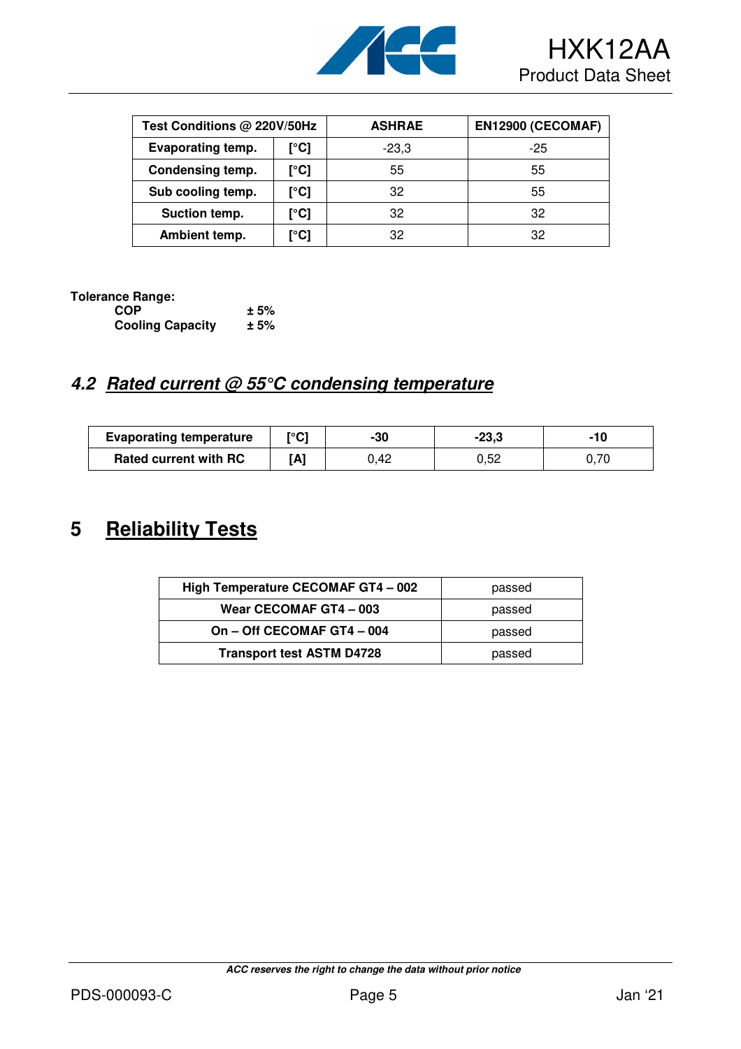| Test Conditions @ 220V/50Hz | | ASHRAE | EN12900 (CECOMAF) |
|---|---|---|---|
| Evaporating temp. | [°C] | -23,3 | -25 |
| Condensing temp. | [°C] | 55 | 55 |
| Sub cooling temp. | [°C] | 32 | 55 |
| Suction temp. | [°C] | 32 | 32 |
| Ambient temp. | [°C] | 32 | 32 |

**Tolerance Range:**

| | |
|---|---|
| **COP** | **± 5%** |
| **Cooling Capacity** | **± 5%** |

## *4.2 Rated current @ 55°C condensing temperature*

| Evaporating temperature | [°C] | -30 | -23,3 | -10 |
|---|---|---|---|---|
| Rated current with RC | [A] | 0,42 | 0,52 | 0,70 |

# 5 Reliability Tests

| | |
|---|---|
| **High Temperature CECOMAF GT4 – 002** | passed |
| **Wear CECOMAF GT4 – 003** | passed |
| **On – Off CECOMAF GT4 – 004** | passed |
| **Transport test ASTM D4728** | passed |

***ACC reserves the right to change the data without prior notice***